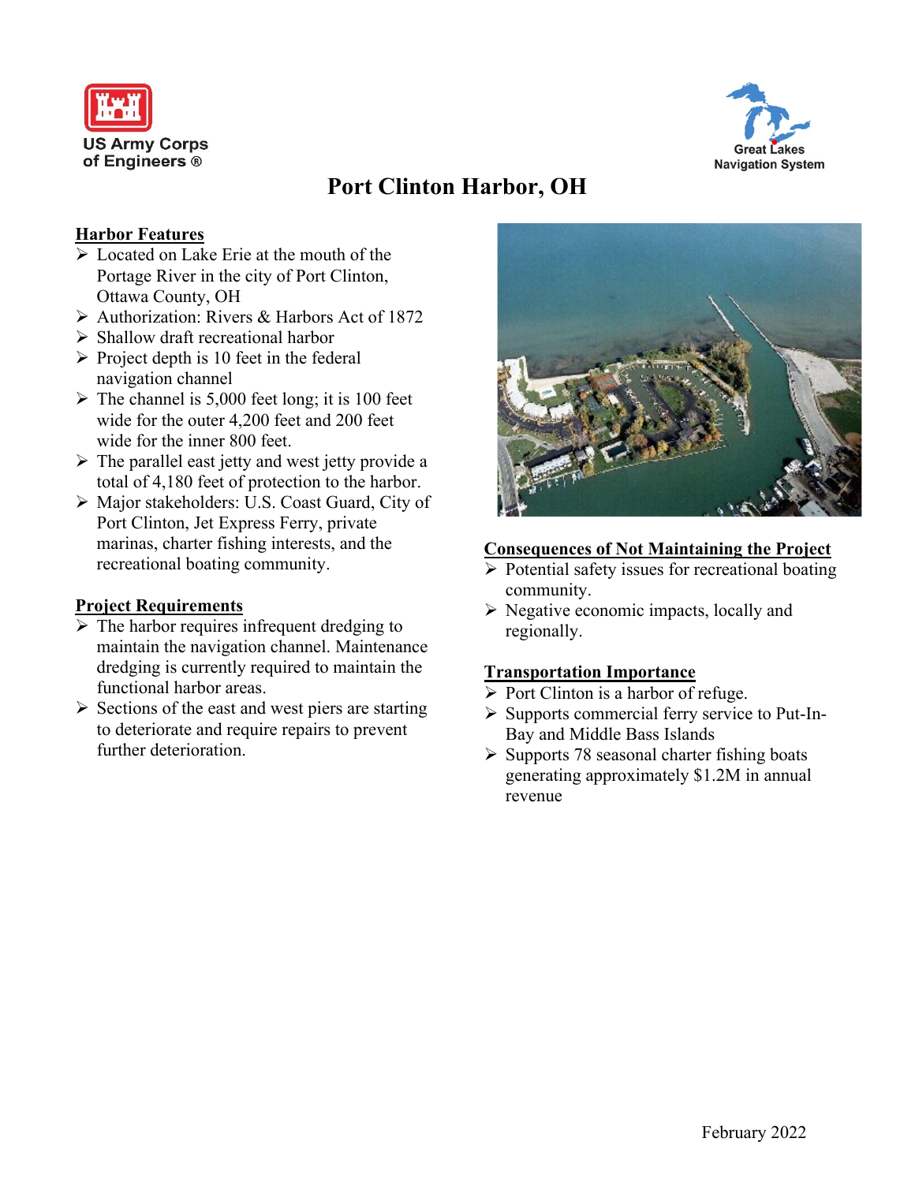US Army Corps of Engineers ®

Great Lakes Navigation System

# Port Clinton Harbor, OH

## Harbor Features

- Located on Lake Erie at the mouth of the Portage River in the city of Port Clinton, Ottawa County, OH
- Authorization: Rivers & Harbors Act of 1872
- Shallow draft recreational harbor
- Project depth is 10 feet in the federal navigation channel
- The channel is 5,000 feet long; it is 100 feet wide for the outer 4,200 feet and 200 feet wide for the inner 800 feet.
- The parallel east jetty and west jetty provide a total of 4,180 feet of protection to the harbor.
- Major stakeholders: U.S. Coast Guard, City of Port Clinton, Jet Express Ferry, private marinas, charter fishing interests, and the recreational boating community.

## Project Requirements

- The harbor requires infrequent dredging to maintain the navigation channel. Maintenance dredging is currently required to maintain the functional harbor areas.
- Sections of the east and west piers are starting to deteriorate and require repairs to prevent further deterioration.

## Consequences of Not Maintaining the Project

- Potential safety issues for recreational boating community.
- Negative economic impacts, locally and regionally.

## Transportation Importance

- Port Clinton is a harbor of refuge.
- Supports commercial ferry service to Put-In-Bay and Middle Bass Islands
- Supports 78 seasonal charter fishing boats generating approximately $1.2M in annual revenue

February 2022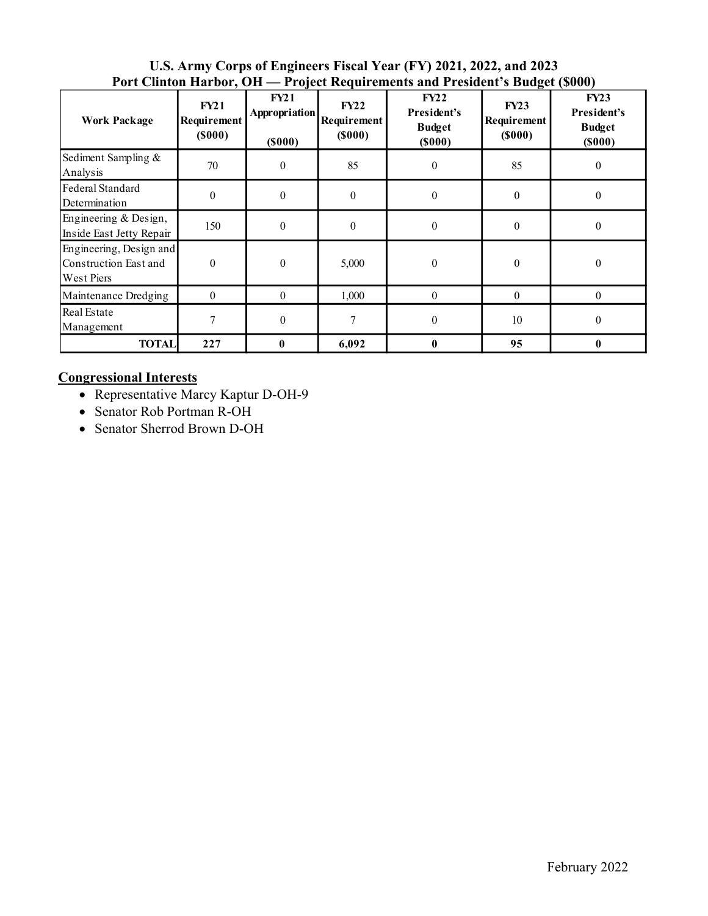**U.S. Army Corps of Engineers Fiscal Year (FY) 2021, 2022, and 2023**
**Port Clinton Harbor, OH — Project Requirements and President's Budget ($000)**

| Work Package | FY21 Requirement ($000) | FY21 Appropriation ($000) | FY22 Requirement ($000) | FY22 President's Budget ($000) | FY23 Requirement ($000) | FY23 President's Budget ($000) |
|---|---|---|---|---|---|---|
| Sediment Sampling & Analysis | 70 | 0 | 85 | 0 | 85 | 0 |
| Federal Standard Determination | 0 | 0 | 0 | 0 | 0 | 0 |
| Engineering & Design, Inside East Jetty Repair | 150 | 0 | 0 | 0 | 0 | 0 |
| Engineering, Design and Construction East and West Piers | 0 | 0 | 5,000 | 0 | 0 | 0 |
| Maintenance Dredging | 0 | 0 | 1,000 | 0 | 0 | 0 |
| Real Estate Management | 7 | 0 | 7 | 0 | 10 | 0 |
| **TOTAL** | **227** | **0** | **6,092** | **0** | **95** | **0** |

**Congressional Interests**

- Representative Marcy Kaptur D-OH-9
- Senator Rob Portman R-OH
- Senator Sherrod Brown D-OH

February 2022